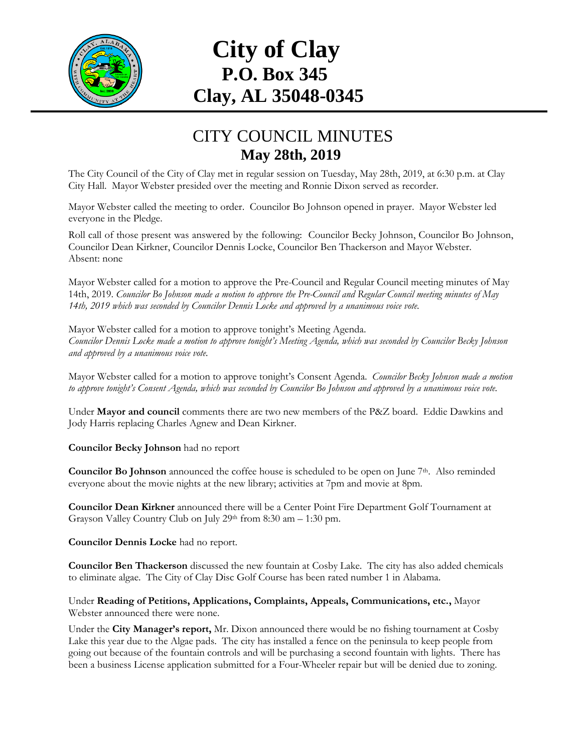# City of Clay
## P.O. Box 345
## Clay, AL 35048-0345

# CITY COUNCIL MINUTES
## May 28th, 2019

The City Council of the City of Clay met in regular session on Tuesday, May 28th, 2019, at 6:30 p.m. at Clay City Hall. Mayor Webster presided over the meeting and Ronnie Dixon served as recorder.

Mayor Webster called the meeting to order. Councilor Bo Johnson opened in prayer. Mayor Webster led everyone in the Pledge.

Roll call of those present was answered by the following: Councilor Becky Johnson, Councilor Bo Johnson, Councilor Dean Kirkner, Councilor Dennis Locke, Councilor Ben Thackerson and Mayor Webster.
Absent: none

Mayor Webster called for a motion to approve the Pre-Council and Regular Council meeting minutes of May 14th, 2019. *Councilor Bo Johnson made a motion to approve the Pre-Council and Regular Council meeting minutes of May 14th, 2019 which was seconded by Councilor Dennis Locke and approved by a unanimous voice vote.*

Mayor Webster called for a motion to approve tonight's Meeting Agenda.
*Councilor Dennis Locke made a motion to approve tonight's Meeting Agenda, which was seconded by Councilor Becky Johnson and approved by a unanimous voice vote.*

Mayor Webster called for a motion to approve tonight's Consent Agenda. *Councilor Becky Johnson made a motion to approve tonight's Consent Agenda, which was seconded by Councilor Bo Johnson and approved by a unanimous voice vote.*

Under **Mayor and council** comments there are two new members of the P&Z board. Eddie Dawkins and Jody Harris replacing Charles Agnew and Dean Kirkner.

**Councilor Becky Johnson** had no report

**Councilor Bo Johnson** announced the coffee house is scheduled to be open on June 7th. Also reminded everyone about the movie nights at the new library; activities at 7pm and movie at 8pm.

**Councilor Dean Kirkner** announced there will be a Center Point Fire Department Golf Tournament at Grayson Valley Country Club on July 29th from 8:30 am – 1:30 pm.

**Councilor Dennis Locke** had no report.

**Councilor Ben Thackerson** discussed the new fountain at Cosby Lake. The city has also added chemicals to eliminate algae. The City of Clay Disc Golf Course has been rated number 1 in Alabama.

Under **Reading of Petitions, Applications, Complaints, Appeals, Communications, etc.,** Mayor Webster announced there were none.

Under the **City Manager's report,** Mr. Dixon announced there would be no fishing tournament at Cosby Lake this year due to the Algae pads. The city has installed a fence on the peninsula to keep people from going out because of the fountain controls and will be purchasing a second fountain with lights. There has been a business License application submitted for a Four-Wheeler repair but will be denied due to zoning.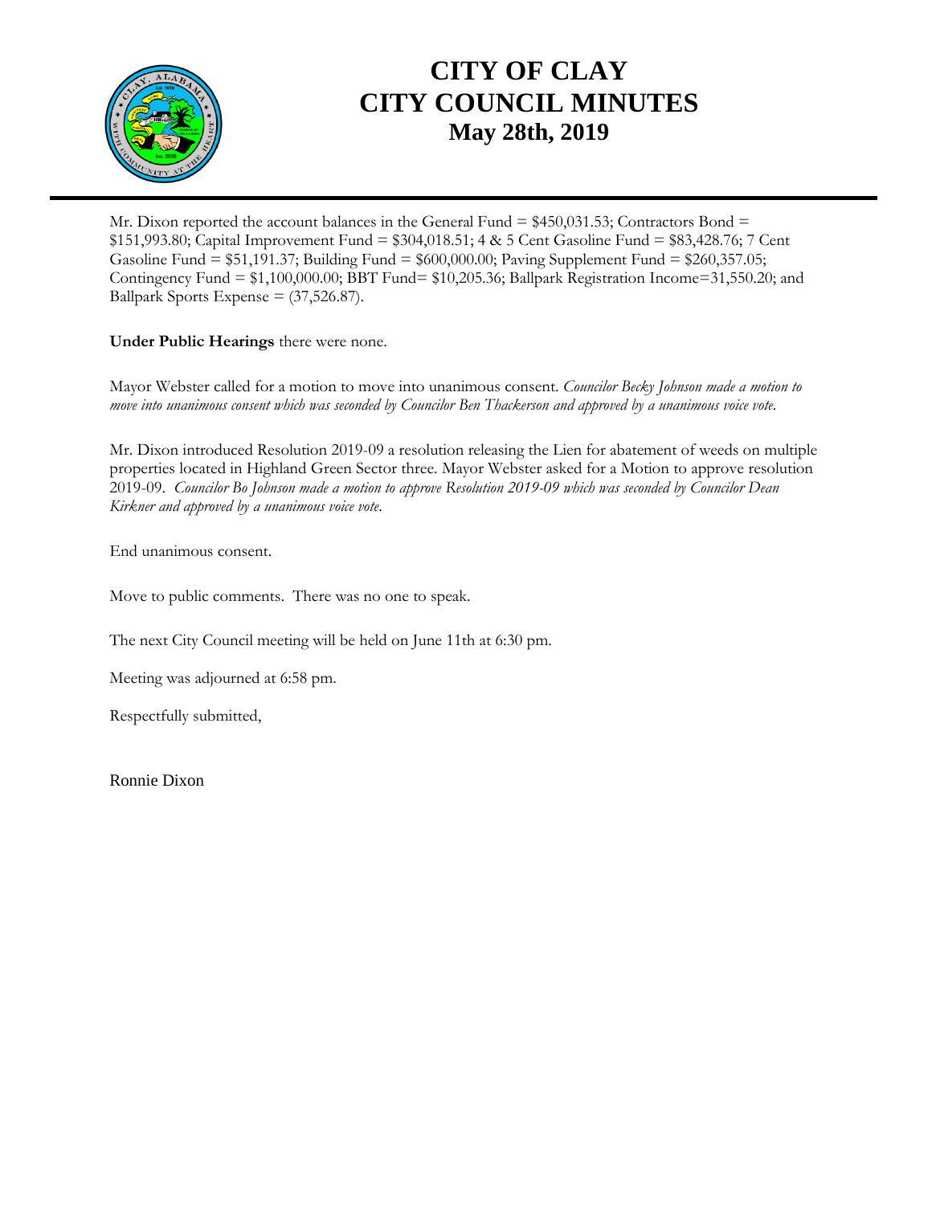# CITY OF CLAY
# CITY COUNCIL MINUTES
## May 28th, 2019

Mr. Dixon reported the account balances in the General Fund = $450,031.53; Contractors Bond = $151,993.80; Capital Improvement Fund = $304,018.51; 4 & 5 Cent Gasoline Fund = $83,428.76; 7 Cent Gasoline Fund = $51,191.37; Building Fund = $600,000.00; Paving Supplement Fund = $260,357.05; Contingency Fund = $1,100,000.00; BBT Fund= $10,205.36; Ballpark Registration Income=31,550.20; and Ballpark Sports Expense = (37,526.87).

**Under Public Hearings** there were none.

Mayor Webster called for a motion to move into unanimous consent. *Councilor Becky Johnson made a motion to move into unanimous consent which was seconded by Councilor Ben Thackerson and approved by a unanimous voice vote.*

Mr. Dixon introduced Resolution 2019-09 a resolution releasing the Lien for abatement of weeds on multiple properties located in Highland Green Sector three. Mayor Webster asked for a Motion to approve resolution 2019-09. *Councilor Bo Johnson made a motion to approve Resolution 2019-09 which was seconded by Councilor Dean Kirkner and approved by a unanimous voice vote.*

End unanimous consent.

Move to public comments. There was no one to speak.

The next City Council meeting will be held on June 11th at 6:30 pm.

Meeting was adjourned at 6:58 pm.

Respectfully submitted,

Ronnie Dixon